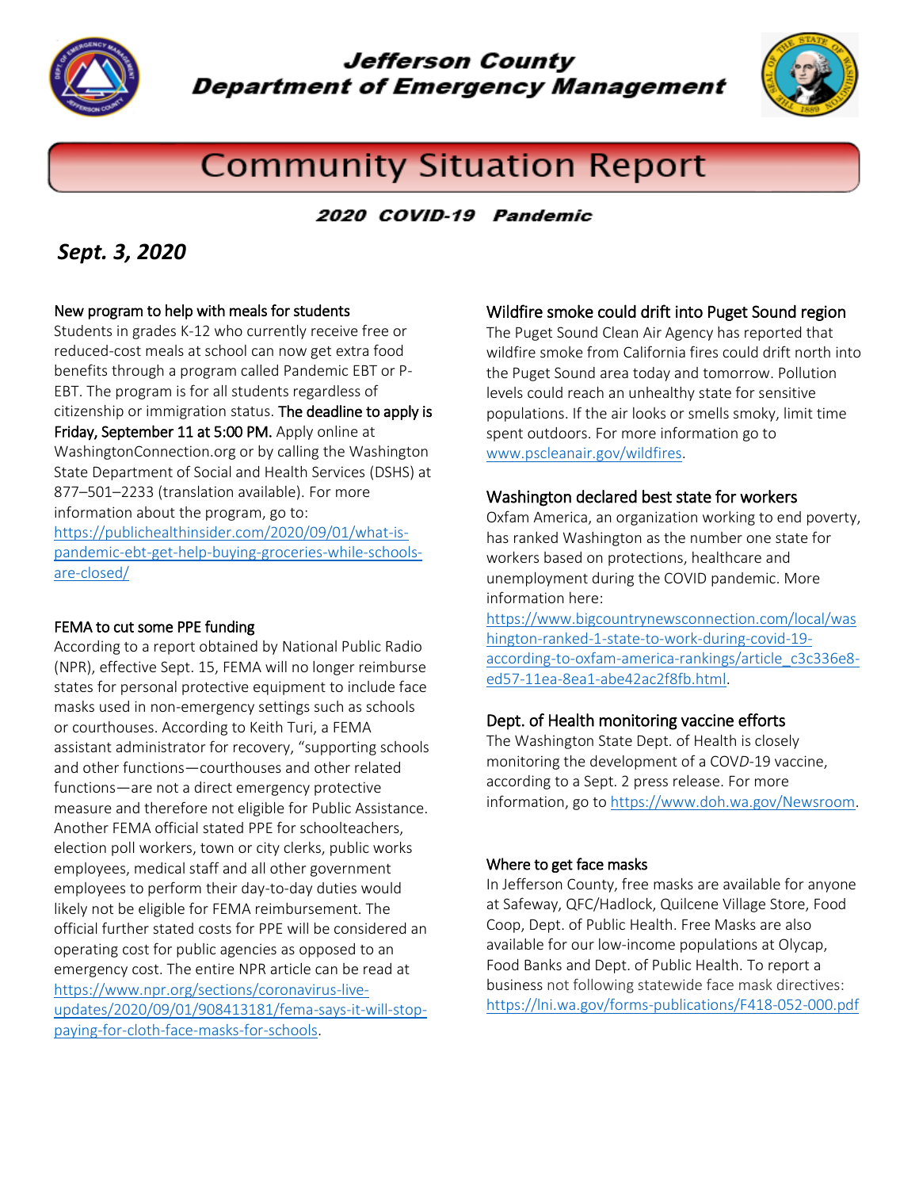# Jefferson County Department of Emergency Management

## Community Situation Report

### 2020 COVID-19 Pandemic

***Sept. 3, 2020***

**New program to help with meals for students**

Students in grades K-12 who currently receive free or reduced-cost meals at school can now get extra food benefits through a program called Pandemic EBT or P-EBT. The program is for all students regardless of citizenship or immigration status. The deadline to apply is Friday, September 11 at 5:00 PM. Apply online at WashingtonConnection.org or by calling the Washington State Department of Social and Health Services (DSHS) at 877–501–2233 (translation available). For more information about the program, go to: https://publichealthinsider.com/2020/09/01/what-is-pandemic-ebt-get-help-buying-groceries-while-schools-are-closed/

**FEMA to cut some PPE funding**

According to a report obtained by National Public Radio (NPR), effective Sept. 15, FEMA will no longer reimburse states for personal protective equipment to include face masks used in non-emergency settings such as schools or courthouses. According to Keith Turi, a FEMA assistant administrator for recovery, "supporting schools and other functions—courthouses and other related functions—are not a direct emergency protective measure and therefore not eligible for Public Assistance. Another FEMA official stated PPE for schoolteachers, election poll workers, town or city clerks, public works employees, medical staff and all other government employees to perform their day-to-day duties would likely not be eligible for FEMA reimbursement. The official further stated costs for PPE will be considered an operating cost for public agencies as opposed to an emergency cost. The entire NPR article can be read at https://www.npr.org/sections/coronavirus-live-updates/2020/09/01/908413181/fema-says-it-will-stop-paying-for-cloth-face-masks-for-schools.

**Wildfire smoke could drift into Puget Sound region**

The Puget Sound Clean Air Agency has reported that wildfire smoke from California fires could drift north into the Puget Sound area today and tomorrow. Pollution levels could reach an unhealthy state for sensitive populations. If the air looks or smells smoky, limit time spent outdoors. For more information go to www.pscleanair.gov/wildfires.

**Washington declared best state for workers**

Oxfam America, an organization working to end poverty, has ranked Washington as the number one state for workers based on protections, healthcare and unemployment during the COVID pandemic. More information here: https://www.bigcountrynewsconnection.com/local/washington-ranked-1-state-to-work-during-covid-19-according-to-oxfam-america-rankings/article_c3c336e8-ed57-11ea-8ea1-abe42ac2f8fb.html.

**Dept. of Health monitoring vaccine efforts**

The Washington State Dept. of Health is closely monitoring the development of a COV*D*-19 vaccine, according to a Sept. 2 press release. For more information, go to https://www.doh.wa.gov/Newsroom.

**Where to get face masks**

In Jefferson County, free masks are available for anyone at Safeway, QFC/Hadlock, Quilcene Village Store, Food Coop, Dept. of Public Health. Free Masks are also available for our low-income populations at Olycap, Food Banks and Dept. of Public Health. To report a business not following statewide face mask directives: https://lni.wa.gov/forms-publications/F418-052-000.pdf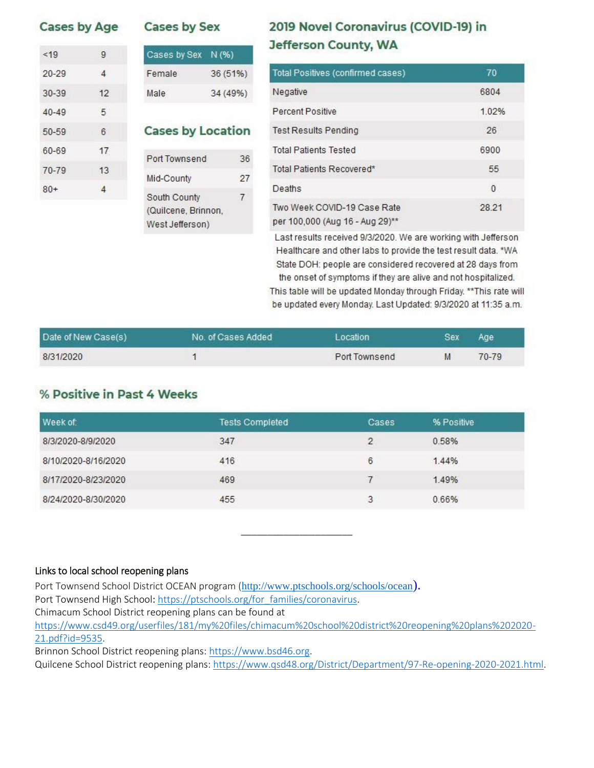## Cases by Age

| | |
|---|---|
| <19 | 9 |
| 20-29 | 4 |
| 30-39 | 12 |
| 40-49 | 5 |
| 50-59 | 6 |
| 60-69 | 17 |
| 70-79 | 13 |
| 80+ | 4 |

## Cases by Sex

| Cases by Sex | N (%) |
|---|---|
| Female | 36 (51%) |
| Male | 34 (49%) |

## Cases by Location

| | |
|---|---|
| Port Townsend | 36 |
| Mid-County | 27 |
| South County (Quilcene, Brinnon, West Jefferson) | 7 |

## 2019 Novel Coronavirus (COVID-19) in Jefferson County, WA

| Total Positives (confirmed cases) | 70 |
|---|---|
| Negative | 6804 |
| Percent Positive | 1.02% |
| Test Results Pending | 26 |
| Total Patients Tested | 6900 |
| Total Patients Recovered* | 55 |
| Deaths | 0 |
| Two Week COVID-19 Case Rate per 100,000 (Aug 16 - Aug 29)** | 28.21 |

Last results received 9/3/2020. We are working with Jefferson Healthcare and other labs to provide the test result data. *WA State DOH: people are considered recovered at 28 days from the onset of symptoms if they are alive and not hospitalized. This table will be updated Monday through Friday. **This rate will be updated every Monday. Last Updated: 9/3/2020 at 11:35 a.m.

| Date of New Case(s) | No. of Cases Added | Location | Sex | Age |
|---|---|---|---|---|
| 8/31/2020 | 1 | Port Townsend | M | 70-79 |

## % Positive in Past 4 Weeks

| Week of: | Tests Completed | Cases | % Positive |
|---|---|---|---|
| 8/3/2020-8/9/2020 | 347 | 2 | 0.58% |
| 8/10/2020-8/16/2020 | 416 | 6 | 1.44% |
| 8/17/2020-8/23/2020 | 469 | 7 | 1.49% |
| 8/24/2020-8/30/2020 | 455 | 3 | 0.66% |

---

Links to local school reopening plans

Port Townsend School District OCEAN program (http://www.ptschools.org/schools/ocean).

Port Townsend High School: https://ptschools.org/for_families/coronavirus.

Chimacum School District reopening plans can be found at https://www.csd49.org/userfiles/181/my%20files/chimacum%20school%20district%20reopening%20plans%202020-21.pdf?id=9535.

Brinnon School District reopening plans: https://www.bsd46.org.

Quilcene School District reopening plans: https://www.qsd48.org/District/Department/97-Re-opening-2020-2021.html.